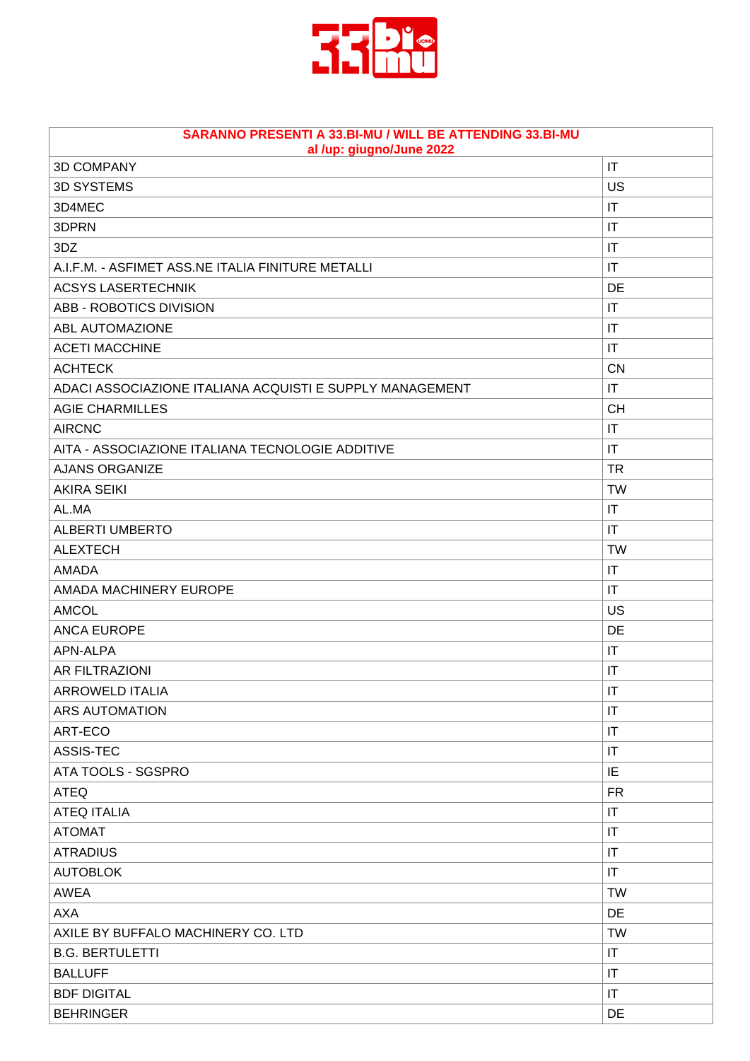| SARANNO PRESENTI A 33.BI-MU / WILL BE ATTENDING 33.BI-MU al /up: giugno/June 2022 | |
|---|---|
| 3D COMPANY | IT |
| 3D SYSTEMS | US |
| 3D4MEC | IT |
| 3DPRN | IT |
| 3DZ | IT |
| A.I.F.M. - ASFIMET ASS.NE ITALIA FINITURE METALLI | IT |
| ACSYS LASERTECHNIK | DE |
| ABB - ROBOTICS DIVISION | IT |
| ABL AUTOMAZIONE | IT |
| ACETI MACCHINE | IT |
| ACHTECK | CN |
| ADACI ASSOCIAZIONE ITALIANA ACQUISTI E SUPPLY MANAGEMENT | IT |
| AGIE CHARMILLES | CH |
| AIRCNC | IT |
| AITA - ASSOCIAZIONE ITALIANA TECNOLOGIE ADDITIVE | IT |
| AJANS ORGANIZE | TR |
| AKIRA SEIKI | TW |
| AL.MA | IT |
| ALBERTI UMBERTO | IT |
| ALEXTECH | TW |
| AMADA | IT |
| AMADA MACHINERY EUROPE | IT |
| AMCOL | US |
| ANCA EUROPE | DE |
| APN-ALPA | IT |
| AR FILTRAZIONI | IT |
| ARROWELD ITALIA | IT |
| ARS AUTOMATION | IT |
| ART-ECO | IT |
| ASSIS-TEC | IT |
| ATA TOOLS - SGSPRO | IE |
| ATEQ | FR |
| ATEQ ITALIA | IT |
| ATOMAT | IT |
| ATRADIUS | IT |
| AUTOBLOK | IT |
| AWEA | TW |
| AXA | DE |
| AXILE BY BUFFALO MACHINERY CO. LTD | TW |
| B.G. BERTULETTI | IT |
| BALLUFF | IT |
| BDF DIGITAL | IT |
| BEHRINGER | DE |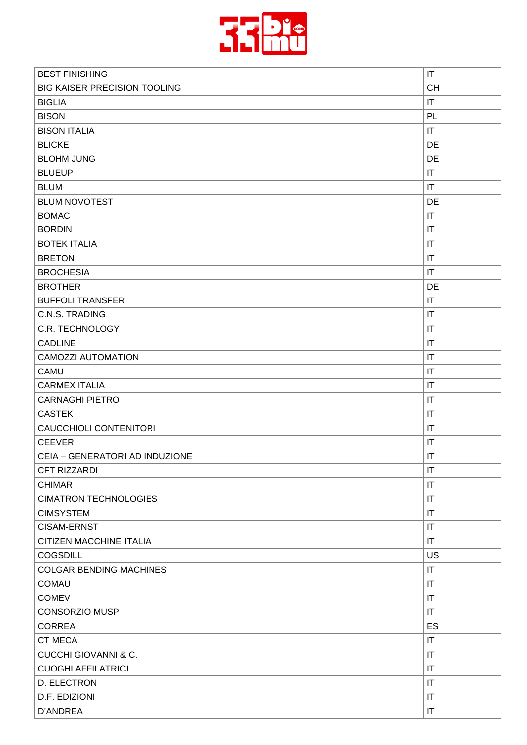| BEST FINISHING | IT |
|---|---|
| BIG KAISER PRECISION TOOLING | CH |
| BIGLIA | IT |
| BISON | PL |
| BISON ITALIA | IT |
| BLICKE | DE |
| BLOHM JUNG | DE |
| BLUEUP | IT |
| BLUM | IT |
| BLUM NOVOTEST | DE |
| BOMAC | IT |
| BORDIN | IT |
| BOTEK ITALIA | IT |
| BRETON | IT |
| BROCHESIA | IT |
| BROTHER | DE |
| BUFFOLI TRANSFER | IT |
| C.N.S. TRADING | IT |
| C.R. TECHNOLOGY | IT |
| CADLINE | IT |
| CAMOZZI AUTOMATION | IT |
| CAMU | IT |
| CARMEX ITALIA | IT |
| CARNAGHI PIETRO | IT |
| CASTEK | IT |
| CAUCCHIOLI CONTENITORI | IT |
| CEEVER | IT |
| CEIA – GENERATORI AD INDUZIONE | IT |
| CFT RIZZARDI | IT |
| CHIMAR | IT |
| CIMATRON TECHNOLOGIES | IT |
| CIMSYSTEM | IT |
| CISAM-ERNST | IT |
| CITIZEN MACCHINE ITALIA | IT |
| COGSDILL | US |
| COLGAR BENDING MACHINES | IT |
| COMAU | IT |
| COMEV | IT |
| CONSORZIO MUSP | IT |
| CORREA | ES |
| CT MECA | IT |
| CUCCHI GIOVANNI & C. | IT |
| CUOGHI AFFILATRICI | IT |
| D. ELECTRON | IT |
| D.F. EDIZIONI | IT |
| D'ANDREA | IT |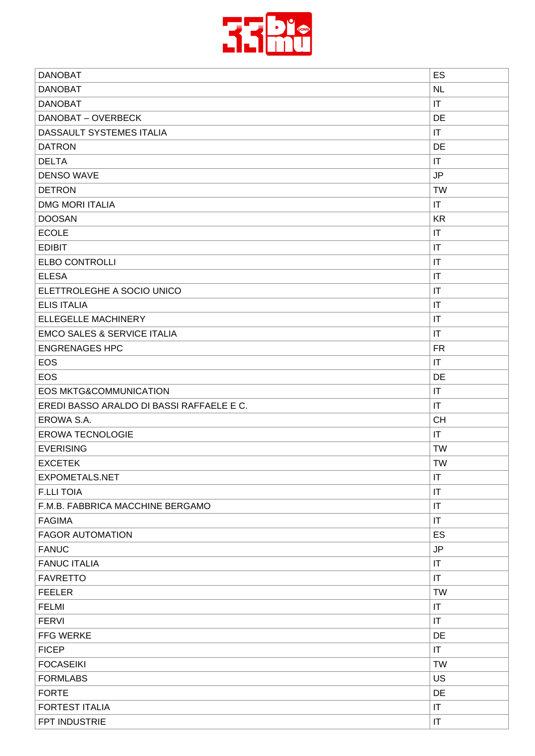| DANOBAT | ES |
|---|---|
| DANOBAT | NL |
| DANOBAT | IT |
| DANOBAT – OVERBECK | DE |
| DASSAULT SYSTEMES ITALIA | IT |
| DATRON | DE |
| DELTA | IT |
| DENSO WAVE | JP |
| DETRON | TW |
| DMG MORI ITALIA | IT |
| DOOSAN | KR |
| ECOLE | IT |
| EDIBIT | IT |
| ELBO CONTROLLI | IT |
| ELESA | IT |
| ELETTROLEGHE A SOCIO UNICO | IT |
| ELIS ITALIA | IT |
| ELLEGELLE MACHINERY | IT |
| EMCO SALES & SERVICE ITALIA | IT |
| ENGRENAGES HPC | FR |
| EOS | IT |
| EOS | DE |
| EOS MKTG&COMMUNICATION | IT |
| EREDI BASSO ARALDO DI BASSI RAFFAELE E C. | IT |
| EROWA S.A. | CH |
| EROWA TECNOLOGIE | IT |
| EVERISING | TW |
| EXCETEK | TW |
| EXPOMETALS.NET | IT |
| F.LLI TOIA | IT |
| F.M.B. FABBRICA MACCHINE BERGAMO | IT |
| FAGIMA | IT |
| FAGOR AUTOMATION | ES |
| FANUC | JP |
| FANUC ITALIA | IT |
| FAVRETTO | IT |
| FEELER | TW |
| FELMI | IT |
| FERVI | IT |
| FFG WERKE | DE |
| FICEP | IT |
| FOCASEIKI | TW |
| FORMLABS | US |
| FORTE | DE |
| FORTEST ITALIA | IT |
| FPT INDUSTRIE | IT |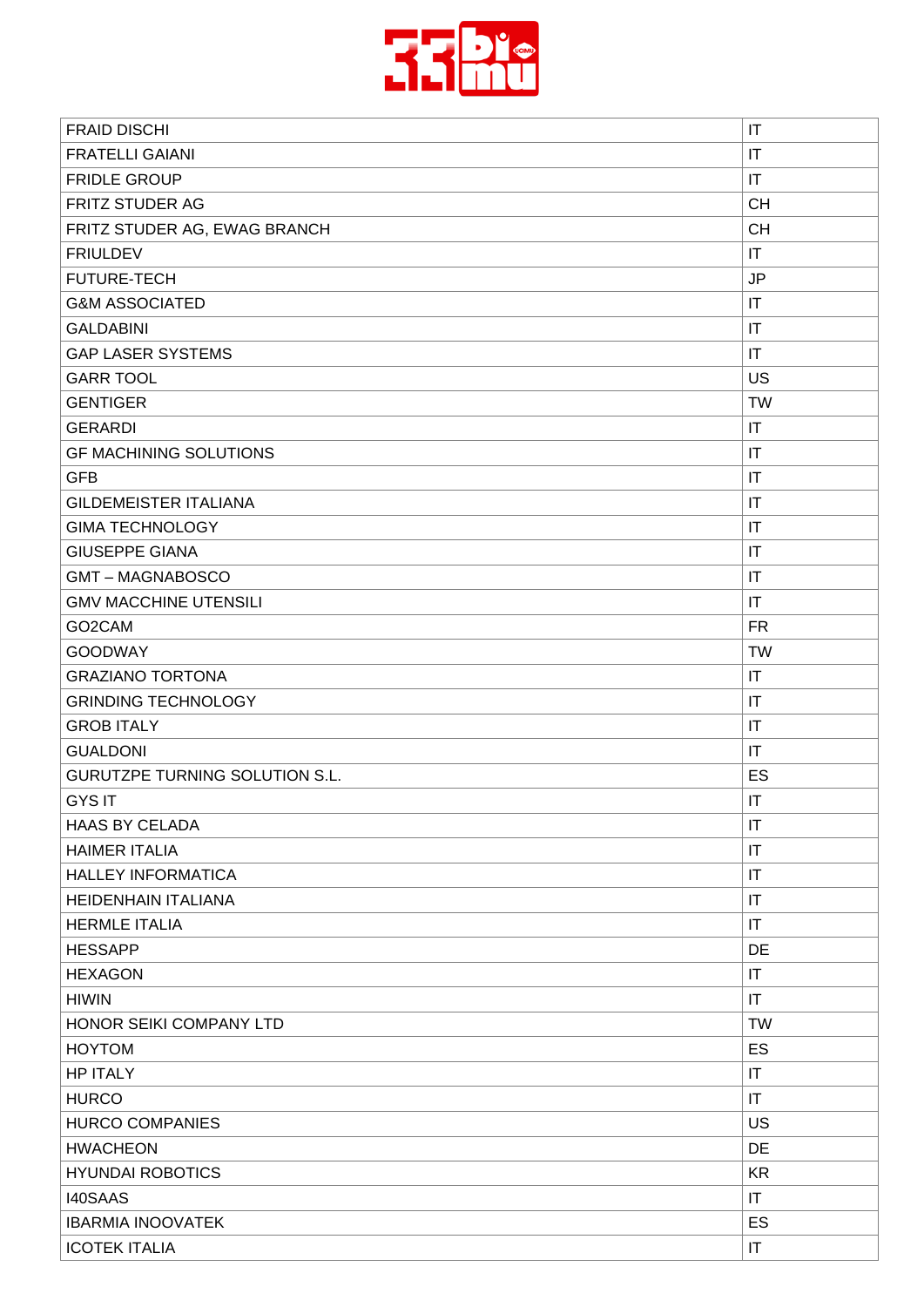| FRAID DISCHI | IT |
| --- | --- |
| FRATELLI GAIANI | IT |
| FRIDLE GROUP | IT |
| FRITZ STUDER AG | CH |
| FRITZ STUDER AG, EWAG BRANCH | CH |
| FRIULDEV | IT |
| FUTURE-TECH | JP |
| G&M ASSOCIATED | IT |
| GALDABINI | IT |
| GAP LASER SYSTEMS | IT |
| GARR TOOL | US |
| GENTIGER | TW |
| GERARDI | IT |
| GF MACHINING SOLUTIONS | IT |
| GFB | IT |
| GILDEMEISTER ITALIANA | IT |
| GIMA TECHNOLOGY | IT |
| GIUSEPPE GIANA | IT |
| GMT – MAGNABOSCO | IT |
| GMV MACCHINE UTENSILI | IT |
| GO2CAM | FR |
| GOODWAY | TW |
| GRAZIANO TORTONA | IT |
| GRINDING TECHNOLOGY | IT |
| GROB ITALY | IT |
| GUALDONI | IT |
| GURUTZPE TURNING SOLUTION S.L. | ES |
| GYS IT | IT |
| HAAS BY CELADA | IT |
| HAIMER ITALIA | IT |
| HALLEY INFORMATICA | IT |
| HEIDENHAIN ITALIANA | IT |
| HERMLE ITALIA | IT |
| HESSAPP | DE |
| HEXAGON | IT |
| HIWIN | IT |
| HONOR SEIKI COMPANY LTD | TW |
| HOYTOM | ES |
| HP ITALY | IT |
| HURCO | IT |
| HURCO COMPANIES | US |
| HWACHEON | DE |
| HYUNDAI ROBOTICS | KR |
| I40SAAS | IT |
| IBARMIA INOOVATEK | ES |
| ICOTEK ITALIA | IT |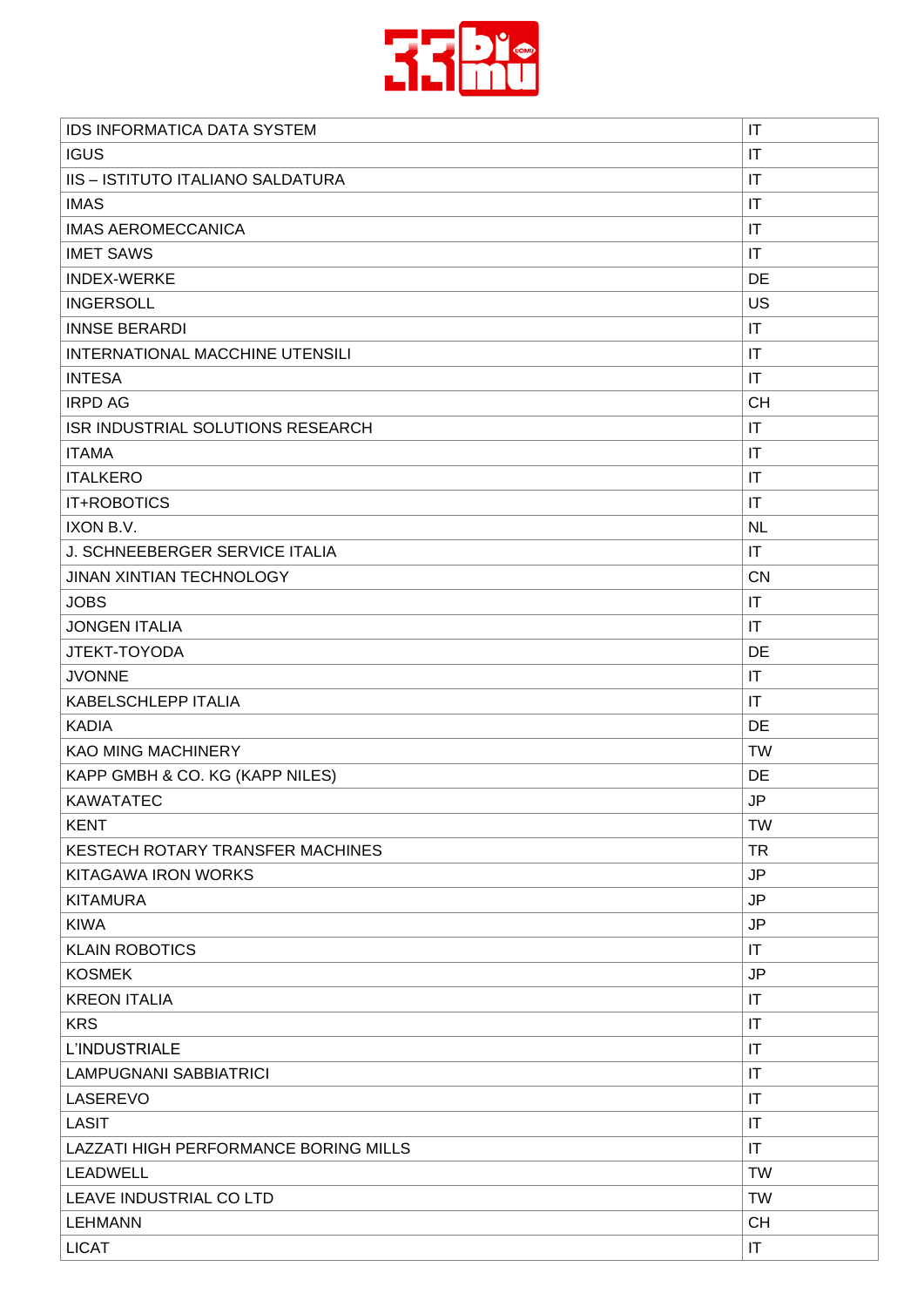| IDS INFORMATICA DATA SYSTEM | IT |
|---|---|
| IGUS | IT |
| IIS – ISTITUTO ITALIANO SALDATURA | IT |
| IMAS | IT |
| IMAS AEROMECCANICA | IT |
| IMET SAWS | IT |
| INDEX-WERKE | DE |
| INGERSOLL | US |
| INNSE BERARDI | IT |
| INTERNATIONAL MACCHINE UTENSILI | IT |
| INTESA | IT |
| IRPD AG | CH |
| ISR INDUSTRIAL SOLUTIONS RESEARCH | IT |
| ITAMA | IT |
| ITALKERO | IT |
| IT+ROBOTICS | IT |
| IXON B.V. | NL |
| J. SCHNEEBERGER SERVICE ITALIA | IT |
| JINAN XINTIAN TECHNOLOGY | CN |
| JOBS | IT |
| JONGEN ITALIA | IT |
| JTEKT-TOYODA | DE |
| JVONNE | IT |
| KABELSCHLEPP ITALIA | IT |
| KADIA | DE |
| KAO MING MACHINERY | TW |
| KAPP GMBH & CO. KG (KAPP NILES) | DE |
| KAWATATEC | JP |
| KENT | TW |
| KESTECH ROTARY TRANSFER MACHINES | TR |
| KITAGAWA IRON WORKS | JP |
| KITAMURA | JP |
| KIWA | JP |
| KLAIN ROBOTICS | IT |
| KOSMEK | JP |
| KREON ITALIA | IT |
| KRS | IT |
| L'INDUSTRIALE | IT |
| LAMPUGNANI SABBIATRICI | IT |
| LASEREVO | IT |
| LASIT | IT |
| LAZZATI HIGH PERFORMANCE BORING MILLS | IT |
| LEADWELL | TW |
| LEAVE INDUSTRIAL CO LTD | TW |
| LEHMANN | CH |
| LICAT | IT |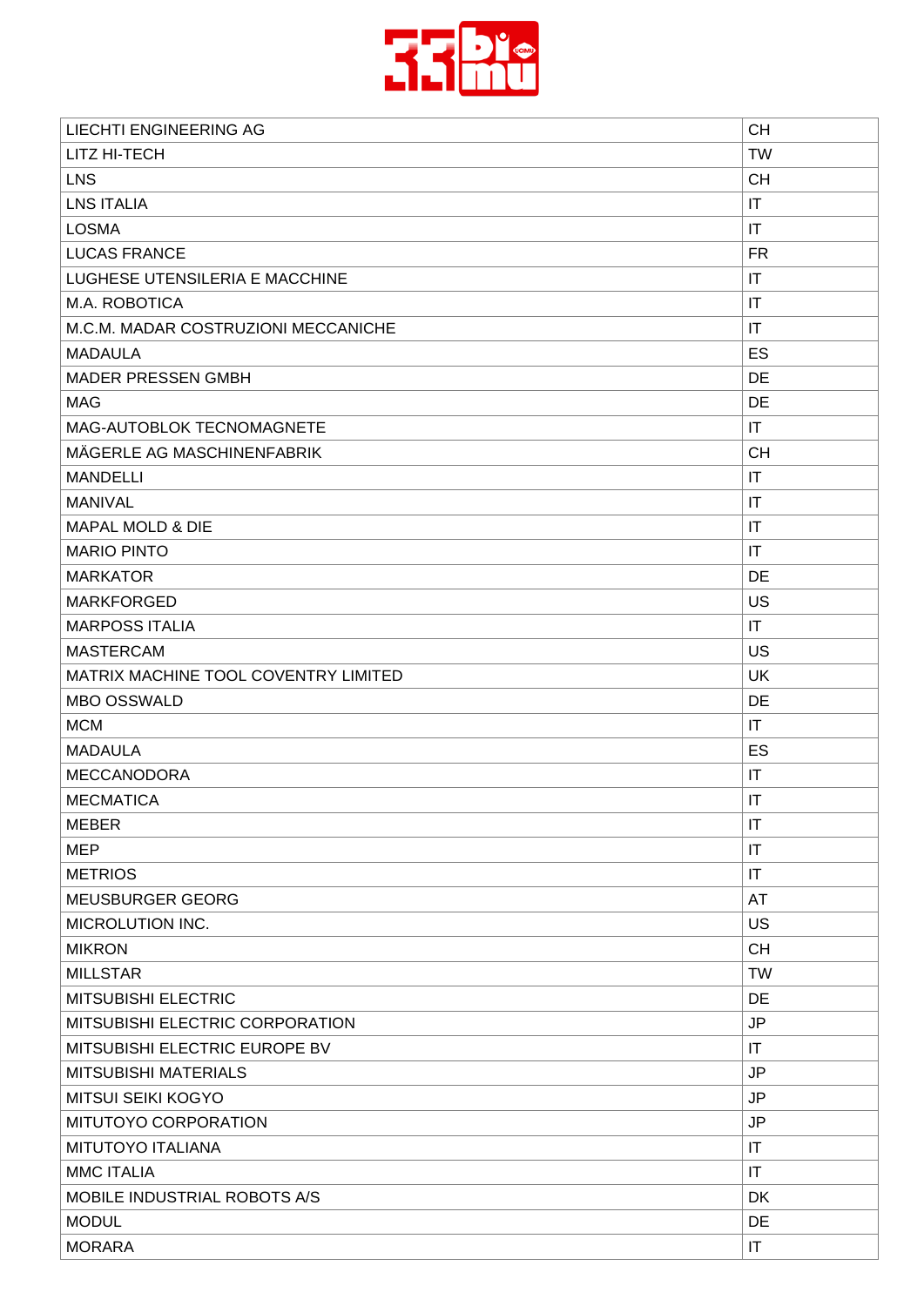| | |
|---|---|
| LIECHTI ENGINEERING AG | CH |
| LITZ HI-TECH | TW |
| LNS | CH |
| LNS ITALIA | IT |
| LOSMA | IT |
| LUCAS FRANCE | FR |
| LUGHESE UTENSILERIA E MACCHINE | IT |
| M.A. ROBOTICA | IT |
| M.C.M. MADAR COSTRUZIONI MECCANICHE | IT |
| MADAULA | ES |
| MADER PRESSEN GMBH | DE |
| MAG | DE |
| MAG-AUTOBLOK TECNOMAGNETE | IT |
| MÄGERLE AG MASCHINENFABRIK | CH |
| MANDELLI | IT |
| MANIVAL | IT |
| MAPAL MOLD & DIE | IT |
| MARIO PINTO | IT |
| MARKATOR | DE |
| MARKFORGED | US |
| MARPOSS ITALIA | IT |
| MASTERCAM | US |
| MATRIX MACHINE TOOL COVENTRY LIMITED | UK |
| MBO OSSWALD | DE |
| MCM | IT |
| MADAULA | ES |
| MECCANODORA | IT |
| MECMATICA | IT |
| MEBER | IT |
| MEP | IT |
| METRIOS | IT |
| MEUSBURGER GEORG | AT |
| MICROLUTION INC. | US |
| MIKRON | CH |
| MILLSTAR | TW |
| MITSUBISHI ELECTRIC | DE |
| MITSUBISHI ELECTRIC CORPORATION | JP |
| MITSUBISHI ELECTRIC EUROPE BV | IT |
| MITSUBISHI MATERIALS | JP |
| MITSUI SEIKI KOGYO | JP |
| MITUTOYO CORPORATION | JP |
| MITUTOYO ITALIANA | IT |
| MMC ITALIA | IT |
| MOBILE INDUSTRIAL ROBOTS A/S | DK |
| MODUL | DE |
| MORARA | IT |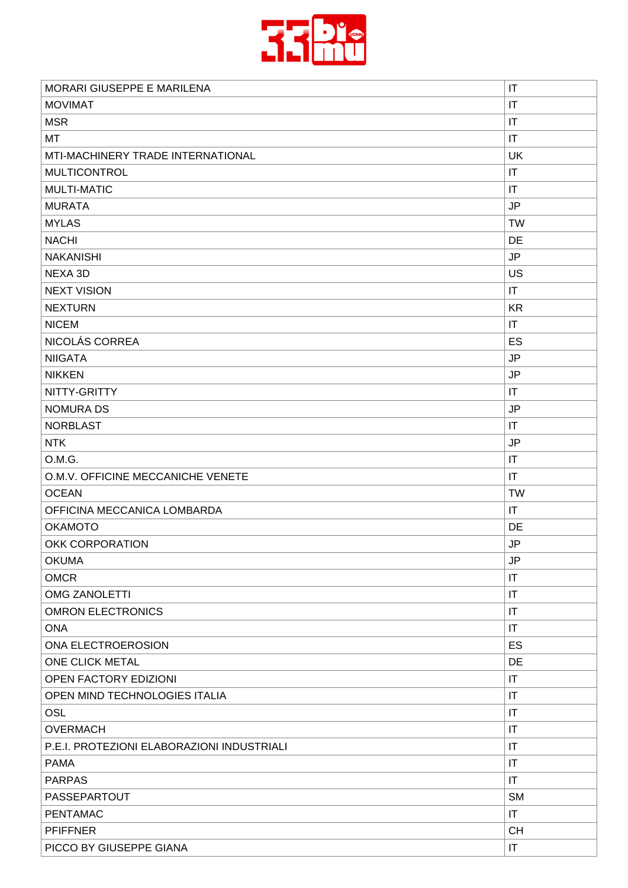| MORARI GIUSEPPE E MARILENA | IT |
|---|---|
| MOVIMAT | IT |
| MSR | IT |
| MT | IT |
| MTI-MACHINERY TRADE INTERNATIONAL | UK |
| MULTICONTROL | IT |
| MULTI-MATIC | IT |
| MURATA | JP |
| MYLAS | TW |
| NACHI | DE |
| NAKANISHI | JP |
| NEXA 3D | US |
| NEXT VISION | IT |
| NEXTURN | KR |
| NICEM | IT |
| NICOLÁS CORREA | ES |
| NIIGATA | JP |
| NIKKEN | JP |
| NITTY-GRITTY | IT |
| NOMURA DS | JP |
| NORBLAST | IT |
| NTK | JP |
| O.M.G. | IT |
| O.M.V. OFFICINE MECCANICHE VENETE | IT |
| OCEAN | TW |
| OFFICINA MECCANICA LOMBARDA | IT |
| OKAMOTO | DE |
| OKK CORPORATION | JP |
| OKUMA | JP |
| OMCR | IT |
| OMG ZANOLETTI | IT |
| OMRON ELECTRONICS | IT |
| ONA | IT |
| ONA ELECTROEROSION | ES |
| ONE CLICK METAL | DE |
| OPEN FACTORY EDIZIONI | IT |
| OPEN MIND TECHNOLOGIES ITALIA | IT |
| OSL | IT |
| OVERMACH | IT |
| P.E.I. PROTEZIONI ELABORAZIONI INDUSTRIALI | IT |
| PAMA | IT |
| PARPAS | IT |
| PASSEPARTOUT | SM |
| PENTAMAC | IT |
| PFIFFNER | CH |
| PICCO BY GIUSEPPE GIANA | IT |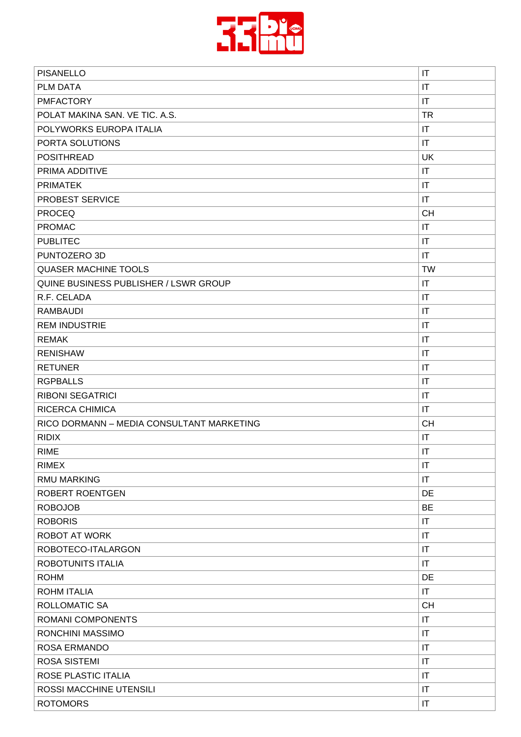| | |
|---|---|
| PISANELLO | IT |
| PLM DATA | IT |
| PMFACTORY | IT |
| POLAT MAKINA SAN. VE TIC. A.S. | TR |
| POLYWORKS EUROPA ITALIA | IT |
| PORTA SOLUTIONS | IT |
| POSITHREAD | UK |
| PRIMA ADDITIVE | IT |
| PRIMATEK | IT |
| PROBEST SERVICE | IT |
| PROCEQ | CH |
| PROMAC | IT |
| PUBLITEC | IT |
| PUNTOZERO 3D | IT |
| QUASER MACHINE TOOLS | TW |
| QUINE BUSINESS PUBLISHER / LSWR GROUP | IT |
| R.F. CELADA | IT |
| RAMBAUDI | IT |
| REM INDUSTRIE | IT |
| REMAK | IT |
| RENISHAW | IT |
| RETUNER | IT |
| RGPBALLS | IT |
| RIBONI SEGATRICI | IT |
| RICERCA CHIMICA | IT |
| RICO DORMANN – MEDIA CONSULTANT MARKETING | CH |
| RIDIX | IT |
| RIME | IT |
| RIMEX | IT |
| RMU MARKING | IT |
| ROBERT ROENTGEN | DE |
| ROBOJOB | BE |
| ROBORIS | IT |
| ROBOT AT WORK | IT |
| ROBOTECO-ITALARGON | IT |
| ROBOTUNITS ITALIA | IT |
| ROHM | DE |
| ROHM ITALIA | IT |
| ROLLOMATIC SA | CH |
| ROMANI COMPONENTS | IT |
| RONCHINI MASSIMO | IT |
| ROSA ERMANDO | IT |
| ROSA SISTEMI | IT |
| ROSE PLASTIC ITALIA | IT |
| ROSSI MACCHINE UTENSILI | IT |
| ROTOMORS | IT |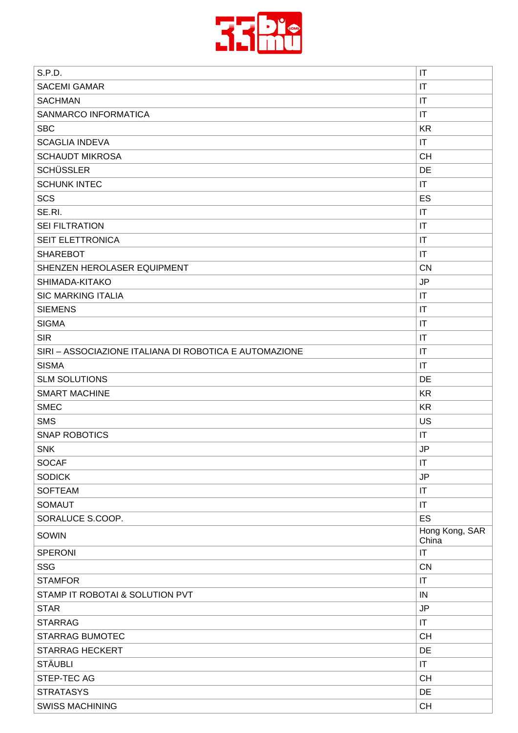| S.P.D. | IT |
|---|---|
| SACEMI GAMAR | IT |
| SACHMAN | IT |
| SANMARCO INFORMATICA | IT |
| SBC | KR |
| SCAGLIA INDEVA | IT |
| SCHAUDT MIKROSA | CH |
| SCHÜSSLER | DE |
| SCHUNK INTEC | IT |
| SCS | ES |
| SE.RI. | IT |
| SEI FILTRATION | IT |
| SEIT ELETTRONICA | IT |
| SHAREBOT | IT |
| SHENZEN HEROLASER EQUIPMENT | CN |
| SHIMADA-KITAKO | JP |
| SIC MARKING ITALIA | IT |
| SIEMENS | IT |
| SIGMA | IT |
| SIR | IT |
| SIRI – ASSOCIAZIONE ITALIANA DI ROBOTICA E AUTOMAZIONE | IT |
| SISMA | IT |
| SLM SOLUTIONS | DE |
| SMART MACHINE | KR |
| SMEC | KR |
| SMS | US |
| SNAP ROBOTICS | IT |
| SNK | JP |
| SOCAF | IT |
| SODICK | JP |
| SOFTEAM | IT |
| SOMAUT | IT |
| SORALUCE S.COOP. | ES |
| SOWIN | Hong Kong, SAR China |
| SPERONI | IT |
| SSG | CN |
| STAMFOR | IT |
| STAMP IT ROBOTAI & SOLUTION PVT | IN |
| STAR | JP |
| STARRAG | IT |
| STARRAG BUMOTEC | CH |
| STARRAG HECKERT | DE |
| STÄUBLI | IT |
| STEP-TEC AG | CH |
| STRATASYS | DE |
| SWISS MACHINING | CH |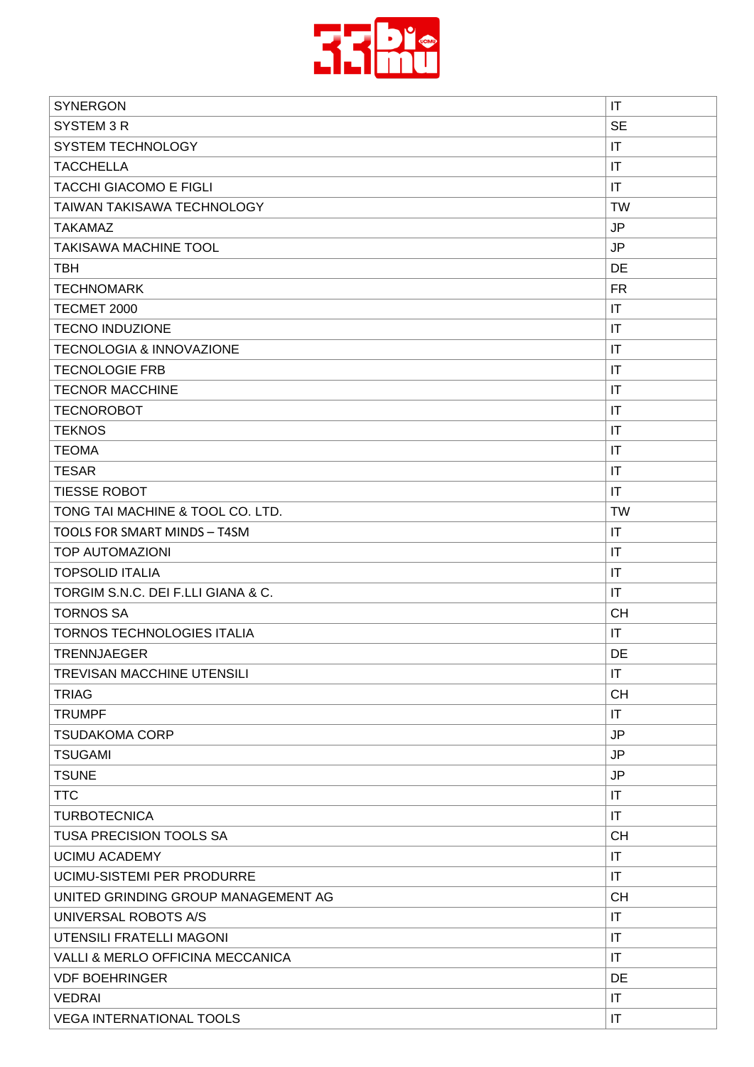| | |
|---|---|
| SYNERGON | IT |
| SYSTEM 3 R | SE |
| SYSTEM TECHNOLOGY | IT |
| TACCHELLA | IT |
| TACCHI GIACOMO E FIGLI | IT |
| TAIWAN TAKISAWA TECHNOLOGY | TW |
| TAKAMAZ | JP |
| TAKISAWA MACHINE TOOL | JP |
| TBH | DE |
| TECHNOMARK | FR |
| TECMET 2000 | IT |
| TECNO INDUZIONE | IT |
| TECNOLOGIA & INNOVAZIONE | IT |
| TECNOLOGIE FRB | IT |
| TECNOR MACCHINE | IT |
| TECNOROBOT | IT |
| TEKNOS | IT |
| TEOMA | IT |
| TESAR | IT |
| TIESSE ROBOT | IT |
| TONG TAI MACHINE & TOOL CO. LTD. | TW |
| TOOLS FOR SMART MINDS – T4SM | IT |
| TOP AUTOMAZIONI | IT |
| TOPSOLID ITALIA | IT |
| TORGIM S.N.C. DEI F.LLI GIANA & C. | IT |
| TORNOS SA | CH |
| TORNOS TECHNOLOGIES ITALIA | IT |
| TRENNJAEGER | DE |
| TREVISAN MACCHINE UTENSILI | IT |
| TRIAG | CH |
| TRUMPF | IT |
| TSUDAKOMA CORP | JP |
| TSUGAMI | JP |
| TSUNE | JP |
| TTC | IT |
| TURBOTECNICA | IT |
| TUSA PRECISION TOOLS SA | CH |
| UCIMU ACADEMY | IT |
| UCIMU-SISTEMI PER PRODURRE | IT |
| UNITED GRINDING GROUP MANAGEMENT AG | CH |
| UNIVERSAL ROBOTS A/S | IT |
| UTENSILI FRATELLI MAGONI | IT |
| VALLI & MERLO OFFICINA MECCANICA | IT |
| VDF BOEHRINGER | DE |
| VEDRAI | IT |
| VEGA INTERNATIONAL TOOLS | IT |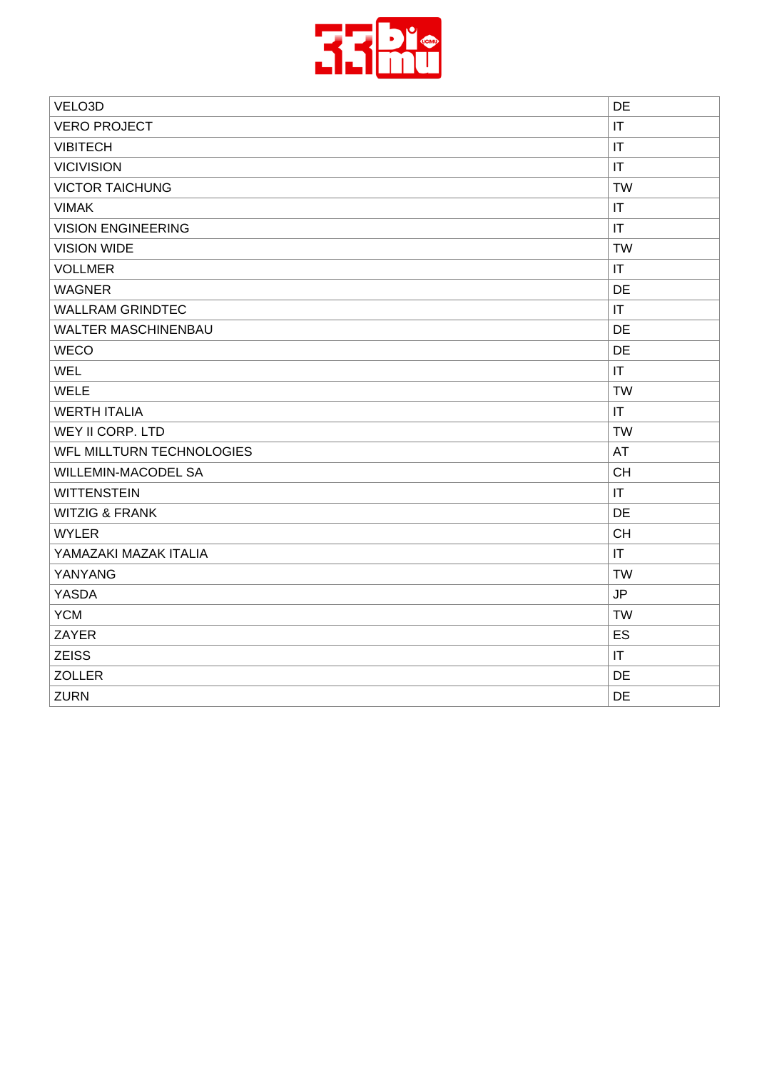| | |
|---|---|
| VELO3D | DE |
| VERO PROJECT | IT |
| VIBITECH | IT |
| VICIVISION | IT |
| VICTOR TAICHUNG | TW |
| VIMAK | IT |
| VISION ENGINEERING | IT |
| VISION WIDE | TW |
| VOLLMER | IT |
| WAGNER | DE |
| WALLRAM GRINDTEC | IT |
| WALTER MASCHINENBAU | DE |
| WECO | DE |
| WEL | IT |
| WELE | TW |
| WERTH ITALIA | IT |
| WEY II CORP. LTD | TW |
| WFL MILLTURN TECHNOLOGIES | AT |
| WILLEMIN-MACODEL SA | CH |
| WITTENSTEIN | IT |
| WITZIG & FRANK | DE |
| WYLER | CH |
| YAMAZAKI MAZAK ITALIA | IT |
| YANYANG | TW |
| YASDA | JP |
| YCM | TW |
| ZAYER | ES |
| ZEISS | IT |
| ZOLLER | DE |
| ZURN | DE |